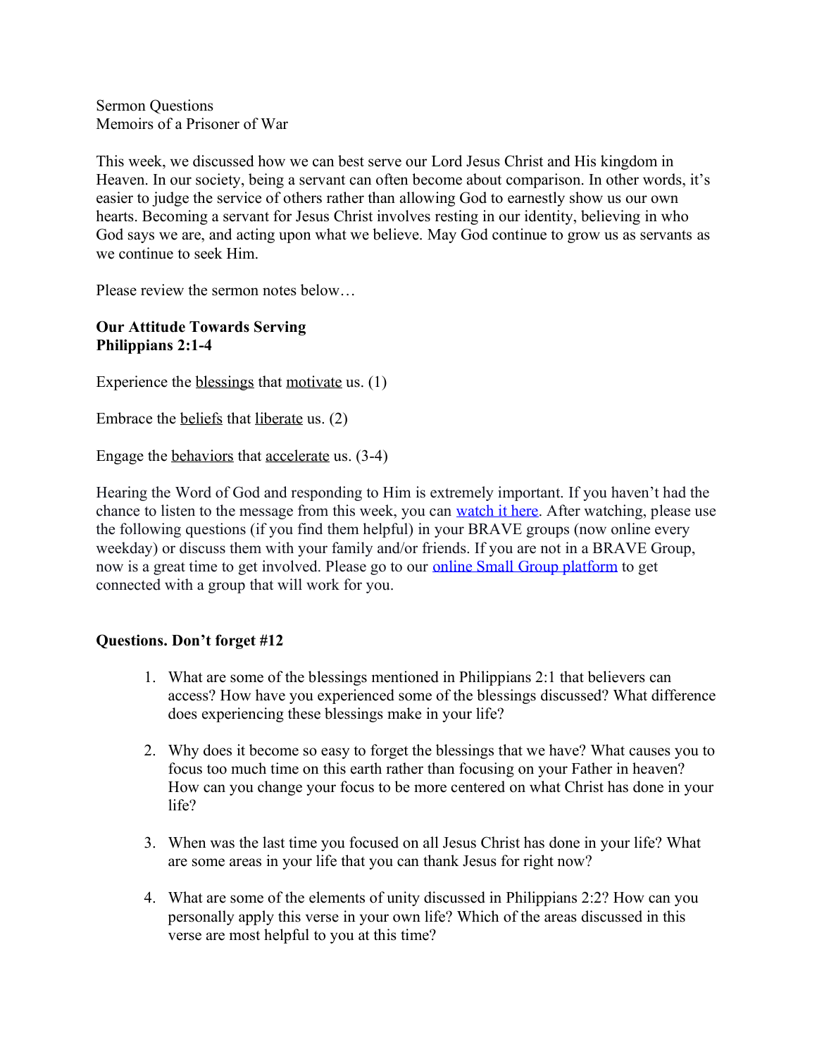Sermon Questions
Memoirs of a Prisoner of War

This week, we discussed how we can best serve our Lord Jesus Christ and His kingdom in Heaven. In our society, being a servant can often become about comparison. In other words, it's easier to judge the service of others rather than allowing God to earnestly show us our own hearts. Becoming a servant for Jesus Christ involves resting in our identity, believing in who God says we are, and acting upon what we believe. May God continue to grow us as servants as we continue to seek Him.

Please review the sermon notes below…

**Our Attitude Towards Serving**
**Philippians 2:1-4**

Experience the blessings that motivate us. (1)

Embrace the beliefs that liberate us. (2)

Engage the behaviors that accelerate us. (3-4)

Hearing the Word of God and responding to Him is extremely important. If you haven't had the chance to listen to the message from this week, you can watch it here. After watching, please use the following questions (if you find them helpful) in your BRAVE groups (now online every weekday) or discuss them with your family and/or friends. If you are not in a BRAVE Group, now is a great time to get involved. Please go to our online Small Group platform to get connected with a group that will work for you.

**Questions. Don't forget #12**

1. What are some of the blessings mentioned in Philippians 2:1 that believers can access? How have you experienced some of the blessings discussed? What difference does experiencing these blessings make in your life?

2. Why does it become so easy to forget the blessings that we have? What causes you to focus too much time on this earth rather than focusing on your Father in heaven? How can you change your focus to be more centered on what Christ has done in your life?

3. When was the last time you focused on all Jesus Christ has done in your life? What are some areas in your life that you can thank Jesus for right now?

4. What are some of the elements of unity discussed in Philippians 2:2? How can you personally apply this verse in your own life? Which of the areas discussed in this verse are most helpful to you at this time?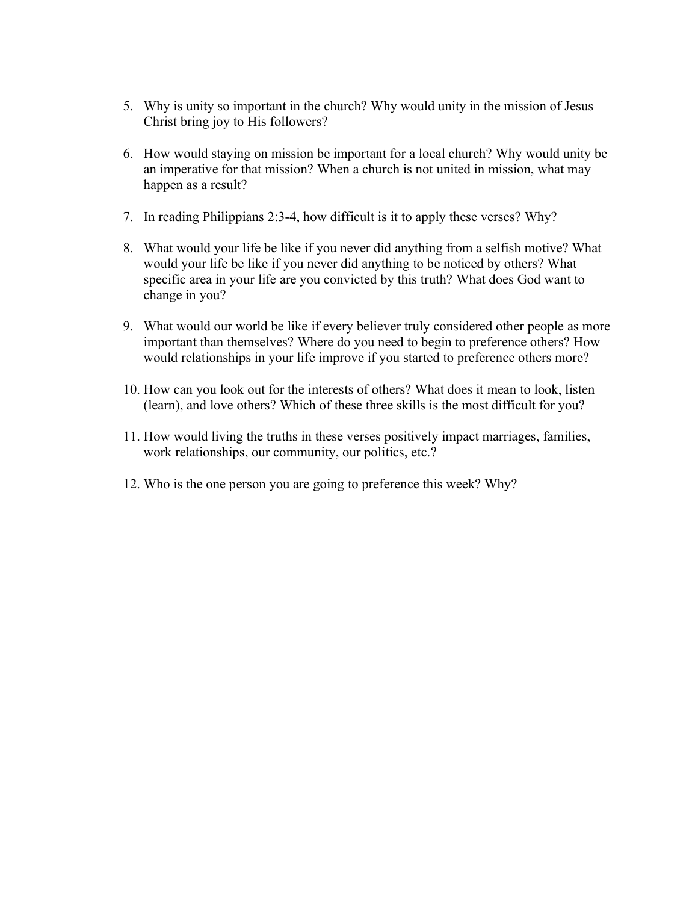5. Why is unity so important in the church? Why would unity in the mission of Jesus Christ bring joy to His followers?

6. How would staying on mission be important for a local church? Why would unity be an imperative for that mission? When a church is not united in mission, what may happen as a result?

7. In reading Philippians 2:3-4, how difficult is it to apply these verses? Why?

8. What would your life be like if you never did anything from a selfish motive? What would your life be like if you never did anything to be noticed by others? What specific area in your life are you convicted by this truth? What does God want to change in you?

9. What would our world be like if every believer truly considered other people as more important than themselves? Where do you need to begin to preference others? How would relationships in your life improve if you started to preference others more?

10. How can you look out for the interests of others? What does it mean to look, listen (learn), and love others? Which of these three skills is the most difficult for you?

11. How would living the truths in these verses positively impact marriages, families, work relationships, our community, our politics, etc.?

12. Who is the one person you are going to preference this week? Why?